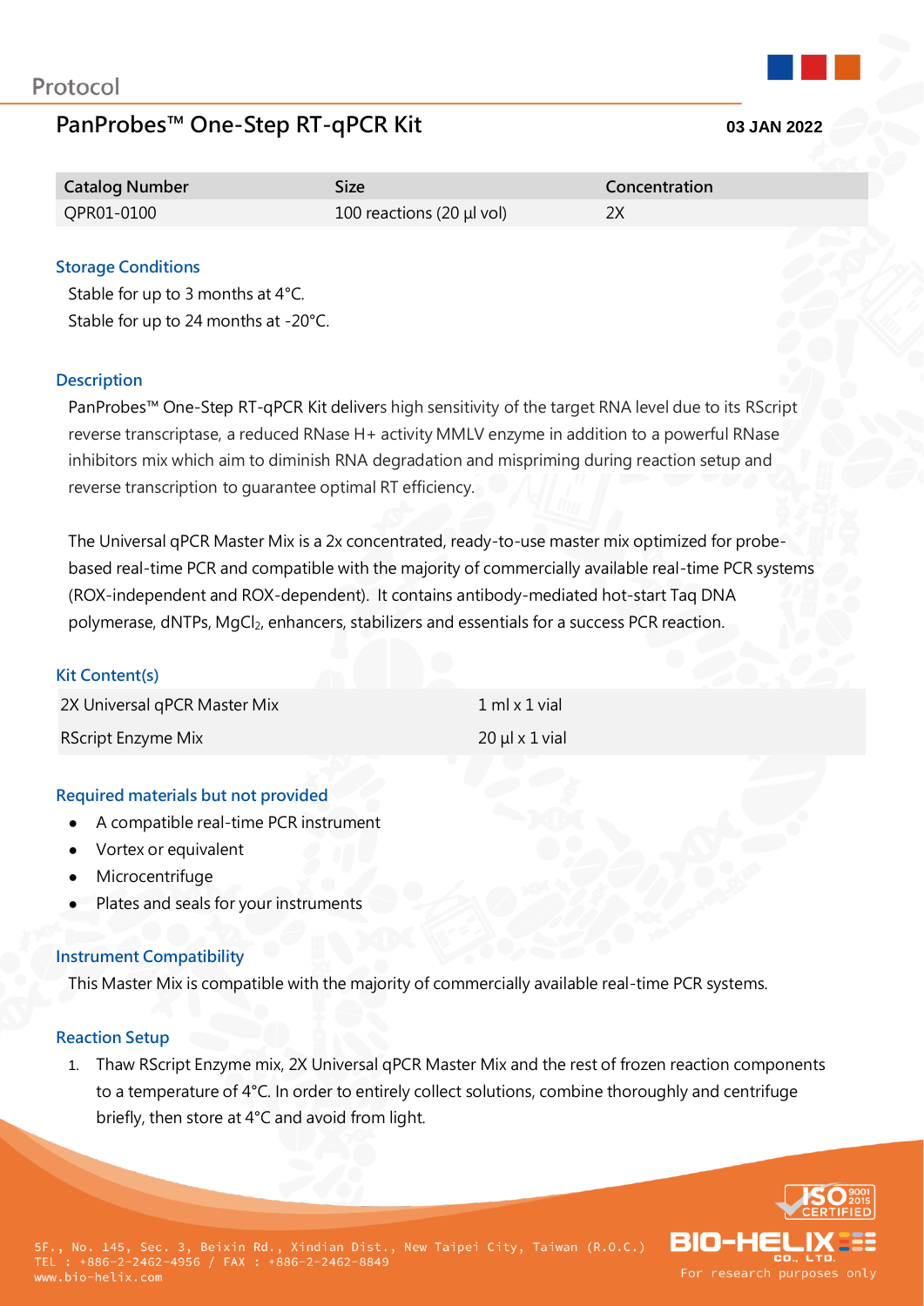Protocol

# PanProbes™ One-Step RT-qPCR Kit

**03 JAN 2022**

| Catalog Number | Size | Concentration |
|---|---|---|
| QPR01-0100 | 100 reactions (20 µl vol) | 2X |

## Storage Conditions

Stable for up to 3 months at 4°C.
Stable for up to 24 months at -20°C.

## Description

PanProbes™ One-Step RT-qPCR Kit delivers high sensitivity of the target RNA level due to its RScript reverse transcriptase, a reduced RNase H+ activity MMLV enzyme in addition to a powerful RNase inhibitors mix which aim to diminish RNA degradation and mispriming during reaction setup and reverse transcription to guarantee optimal RT efficiency.

The Universal qPCR Master Mix is a 2x concentrated, ready-to-use master mix optimized for probe-based real-time PCR and compatible with the majority of commercially available real-time PCR systems (ROX-independent and ROX-dependent). It contains antibody-mediated hot-start Taq DNA polymerase, dNTPs, $MgCl_2$, enhancers, stabilizers and essentials for a success PCR reaction.

## Kit Content(s)

| | |
|---|---|
| 2X Universal qPCR Master Mix | 1 ml x 1 vial |
| RScript Enzyme Mix | 20 µl x 1 vial |

## Required materials but not provided

- A compatible real-time PCR instrument
- Vortex or equivalent
- Microcentrifuge
- Plates and seals for your instruments

## Instrument Compatibility

This Master Mix is compatible with the majority of commercially available real-time PCR systems.

## Reaction Setup

1. Thaw RScript Enzyme mix, 2X Universal qPCR Master Mix and the rest of frozen reaction components to a temperature of 4°C. In order to entirely collect solutions, combine thoroughly and centrifuge briefly, then store at 4°C and avoid from light.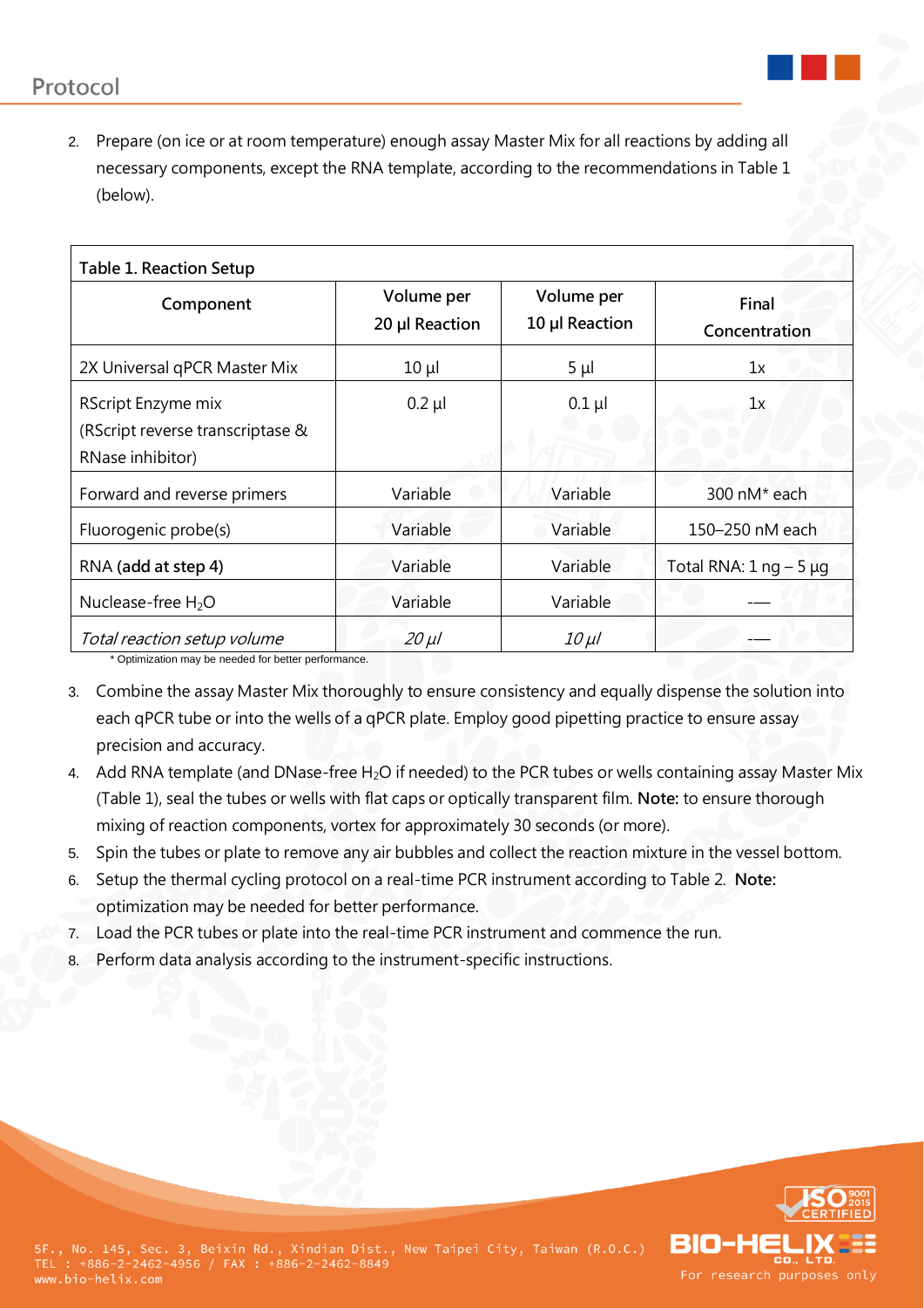## Protocol

2. Prepare (on ice or at room temperature) enough assay Master Mix for all reactions by adding all necessary components, except the RNA template, according to the recommendations in Table 1 (below).

**Table 1. Reaction Setup**

| Component | Volume per 20 µl Reaction | Volume per 10 µl Reaction | Final Concentration |
|---|---|---|---|
| 2X Universal qPCR Master Mix | 10 µl | 5 µl | 1x |
| RScript Enzyme mix (RScript reverse transcriptase & RNase inhibitor) | 0.2 µl | 0.1 µl | 1x |
| Forward and reverse primers | Variable | Variable | 300 nM* each |
| Fluorogenic probe(s) | Variable | Variable | 150–250 nM each |
| RNA **(add at step 4)** | Variable | Variable | Total RNA: 1 ng – 5 µg |
| Nuclease-free $H_2O$ | Variable | Variable | --- |
| *Total reaction setup volume* | *20 µl* | *10 µl* | --- |

\* Optimization may be needed for better performance.

3. Combine the assay Master Mix thoroughly to ensure consistency and equally dispense the solution into each qPCR tube or into the wells of a qPCR plate. Employ good pipetting practice to ensure assay precision and accuracy.
4. Add RNA template (and DNase-free $H_2O$ if needed) to the PCR tubes or wells containing assay Master Mix (Table 1), seal the tubes or wells with flat caps or optically transparent film. **Note:** to ensure thorough mixing of reaction components, vortex for approximately 30 seconds (or more).
5. Spin the tubes or plate to remove any air bubbles and collect the reaction mixture in the vessel bottom.
6. Setup the thermal cycling protocol on a real-time PCR instrument according to Table 2. **Note:** optimization may be needed for better performance.
7. Load the PCR tubes or plate into the real-time PCR instrument and commence the run.
8. Perform data analysis according to the instrument-specific instructions.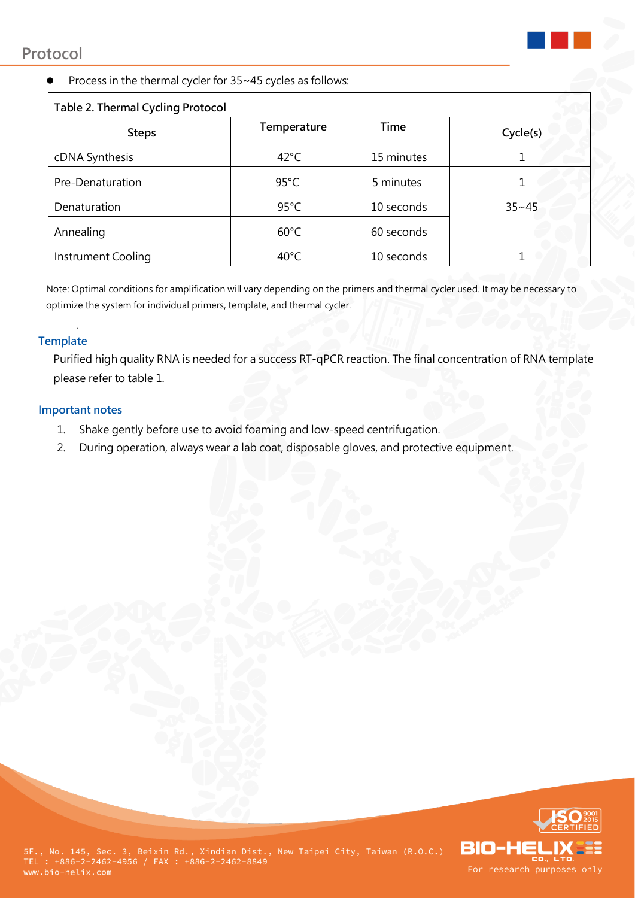## Protocol

- Process in the thermal cycler for 35~45 cycles as follows:

**Table 2. Thermal Cycling Protocol**

| Steps | Temperature | Time | Cycle(s) |
|---|---|---|---|
| cDNA Synthesis | 42°C | 15 minutes | 1 |
| Pre-Denaturation | 95°C | 5 minutes | 1 |
| Denaturation | 95°C | 10 seconds | 35~45 |
| Annealing | 60°C | 60 seconds | |
| Instrument Cooling | 40°C | 10 seconds | 1 |

Note: Optimal conditions for amplification will vary depending on the primers and thermal cycler used. It may be necessary to optimize the system for individual primers, template, and thermal cycler.

### Template

Purified high quality RNA is needed for a success RT-qPCR reaction. The final concentration of RNA template please refer to table 1.

### Important notes

1. Shake gently before use to avoid foaming and low-speed centrifugation.
2. During operation, always wear a lab coat, disposable gloves, and protective equipment.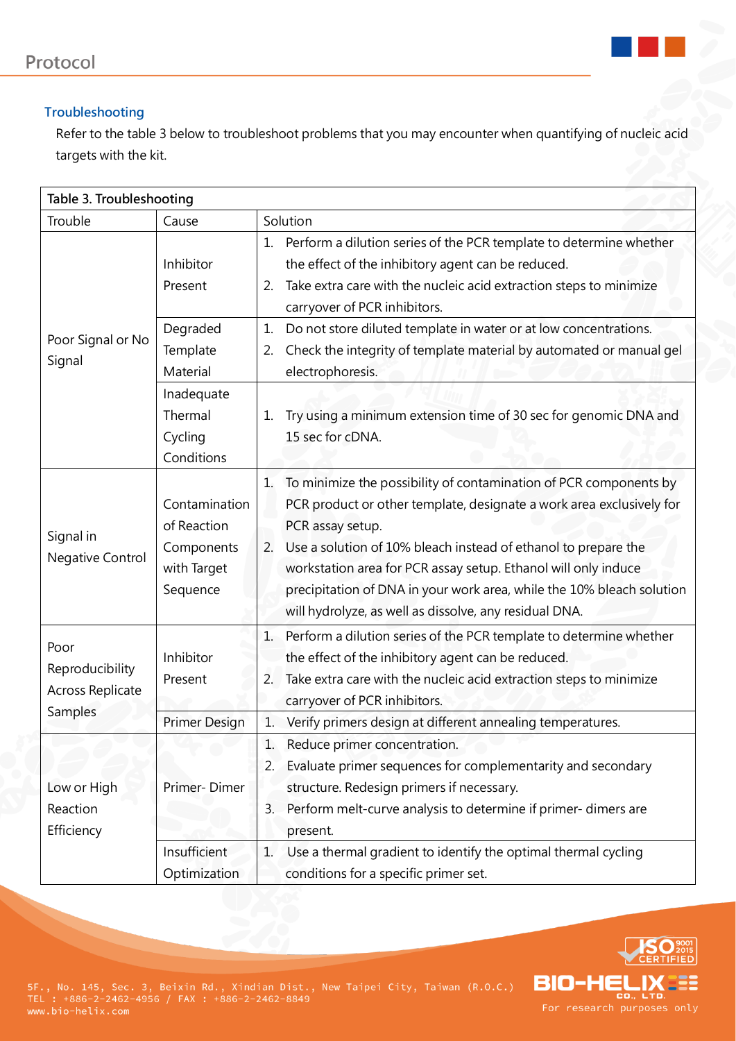## Troubleshooting

Refer to the table 3 below to troubleshoot problems that you may encounter when quantifying of nucleic acid targets with the kit.

**Table 3. Troubleshooting**

| Trouble | Cause | Solution |
|---|---|---|
| Poor Signal or No Signal | Inhibitor Present | 1. Perform a dilution series of the PCR template to determine whether the effect of the inhibitory agent can be reduced.<br>2. Take extra care with the nucleic acid extraction steps to minimize carryover of PCR inhibitors. |
| | Degraded Template Material | 1. Do not store diluted template in water or at low concentrations.<br>2. Check the integrity of template material by automated or manual gel electrophoresis. |
| | Inadequate Thermal Cycling Conditions | 1. Try using a minimum extension time of 30 sec for genomic DNA and 15 sec for cDNA. |
| Signal in Negative Control | Contamination of Reaction Components with Target Sequence | 1. To minimize the possibility of contamination of PCR components by PCR product or other template, designate a work area exclusively for PCR assay setup.<br>2. Use a solution of 10% bleach instead of ethanol to prepare the workstation area for PCR assay setup. Ethanol will only induce precipitation of DNA in your work area, while the 10% bleach solution will hydrolyze, as well as dissolve, any residual DNA. |
| Poor Reproducibility Across Replicate Samples | Inhibitor Present | 1. Perform a dilution series of the PCR template to determine whether the effect of the inhibitory agent can be reduced.<br>2. Take extra care with the nucleic acid extraction steps to minimize carryover of PCR inhibitors. |
| | Primer Design | 1. Verify primers design at different annealing temperatures. |
| Low or High Reaction Efficiency | Primer- Dimer | 1. Reduce primer concentration.<br>2. Evaluate primer sequences for complementarity and secondary structure. Redesign primers if necessary.<br>3. Perform melt-curve analysis to determine if primer- dimers are present. |
| | Insufficient Optimization | 1. Use a thermal gradient to identify the optimal thermal cycling conditions for a specific primer set. |